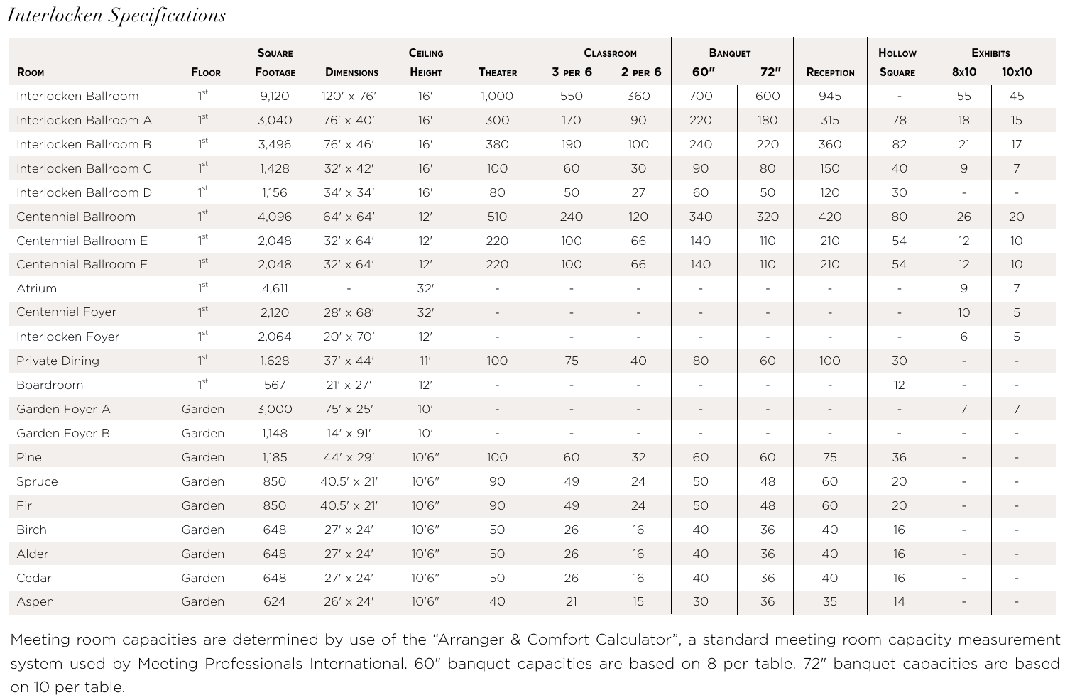*Interlocken Specifications*

| Room | Floor | Square Footage | Dimensions | Ceiling Height | Theater | Classroom | | Banquet | | Reception | Hollow Square | Exhibits | |
|---|---|---|---|---|---|---|---|---|---|---|---|---|---|
| | | | | | | 3 per 6 | 2 per 6 | 60″ | 72″ | | | 8x10 | 10x10 |
| Interlocken Ballroom | 1st | 9,120 | 120′ x 76′ | 16′ | 1,000 | 550 | 360 | 700 | 600 | 945 | - | 55 | 45 |
| Interlocken Ballroom A | 1st | 3,040 | 76′ x 40′ | 16′ | 300 | 170 | 90 | 220 | 180 | 315 | 78 | 18 | 15 |
| Interlocken Ballroom B | 1st | 3,496 | 76′ x 46′ | 16′ | 380 | 190 | 100 | 240 | 220 | 360 | 82 | 21 | 17 |
| Interlocken Ballroom C | 1st | 1,428 | 32′ x 42′ | 16′ | 100 | 60 | 30 | 90 | 80 | 150 | 40 | 9 | 7 |
| Interlocken Ballroom D | 1st | 1,156 | 34′ x 34′ | 16′ | 80 | 50 | 27 | 60 | 50 | 120 | 30 | - | - |
| Centennial Ballroom | 1st | 4,096 | 64′ x 64′ | 12′ | 510 | 240 | 120 | 340 | 320 | 420 | 80 | 26 | 20 |
| Centennial Ballroom E | 1st | 2,048 | 32′ x 64′ | 12′ | 220 | 100 | 66 | 140 | 110 | 210 | 54 | 12 | 10 |
| Centennial Ballroom F | 1st | 2,048 | 32′ x 64′ | 12′ | 220 | 100 | 66 | 140 | 110 | 210 | 54 | 12 | 10 |
| Atrium | 1st | 4,611 | - | 32′ | - | - | - | - | - | - | - | 9 | 7 |
| Centennial Foyer | 1st | 2,120 | 28′ x 68′ | 32′ | - | - | - | - | - | - | - | 10 | 5 |
| Interlocken Foyer | 1st | 2,064 | 20′ x 70′ | 12′ | - | - | - | - | - | - | - | 6 | 5 |
| Private Dining | 1st | 1,628 | 37′ x 44′ | 11′ | 100 | 75 | 40 | 80 | 60 | 100 | 30 | - | - |
| Boardroom | 1st | 567 | 21′ x 27′ | 12′ | - | - | - | - | - | - | 12 | - | - |
| Garden Foyer A | Garden | 3,000 | 75′ x 25′ | 10′ | - | - | - | - | - | - | - | 7 | 7 |
| Garden Foyer B | Garden | 1,148 | 14′ x 91′ | 10′ | - | - | - | - | - | - | - | - | - |
| Pine | Garden | 1,185 | 44′ x 29′ | 10′6″ | 100 | 60 | 32 | 60 | 60 | 75 | 36 | - | - |
| Spruce | Garden | 850 | 40.5′ x 21′ | 10′6″ | 90 | 49 | 24 | 50 | 48 | 60 | 20 | - | - |
| Fir | Garden | 850 | 40.5′ x 21′ | 10′6″ | 90 | 49 | 24 | 50 | 48 | 60 | 20 | - | - |
| Birch | Garden | 648 | 27′ x 24′ | 10′6″ | 50 | 26 | 16 | 40 | 36 | 40 | 16 | - | - |
| Alder | Garden | 648 | 27′ x 24′ | 10′6″ | 50 | 26 | 16 | 40 | 36 | 40 | 16 | - | - |
| Cedar | Garden | 648 | 27′ x 24′ | 10′6″ | 50 | 26 | 16 | 40 | 36 | 40 | 16 | - | - |
| Aspen | Garden | 624 | 26′ x 24′ | 10′6″ | 40 | 21 | 15 | 30 | 36 | 35 | 14 | - | - |

Meeting room capacities are determined by use of the "Arranger & Comfort Calculator", a standard meeting room capacity measurement system used by Meeting Professionals International. 60″ banquet capacities are based on 8 per table. 72″ banquet capacities are based on 10 per table.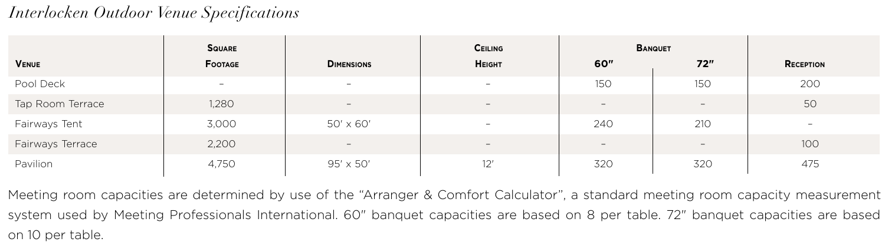*Interlocken Outdoor Venue Specifications*

| Venue | Square Footage | Dimensions | Ceiling Height | Banquet | | Reception |
|---|---|---|---|---|---|---|
| | | | | 60″ | 72″ | |
| Pool Deck | – | – | – | 150 | 150 | 200 |
| Tap Room Terrace | 1,280 | – | – | – | – | 50 |
| Fairways Tent | 3,000 | 50′ x 60′ | – | 240 | 210 | – |
| Fairways Terrace | 2,200 | – | – | – | – | 100 |
| Pavilion | 4,750 | 95′ x 50′ | 12′ | 320 | 320 | 475 |

Meeting room capacities are determined by use of the "Arranger & Comfort Calculator", a standard meeting room capacity measurement system used by Meeting Professionals International. 60″ banquet capacities are based on 8 per table. 72″ banquet capacities are based on 10 per table.